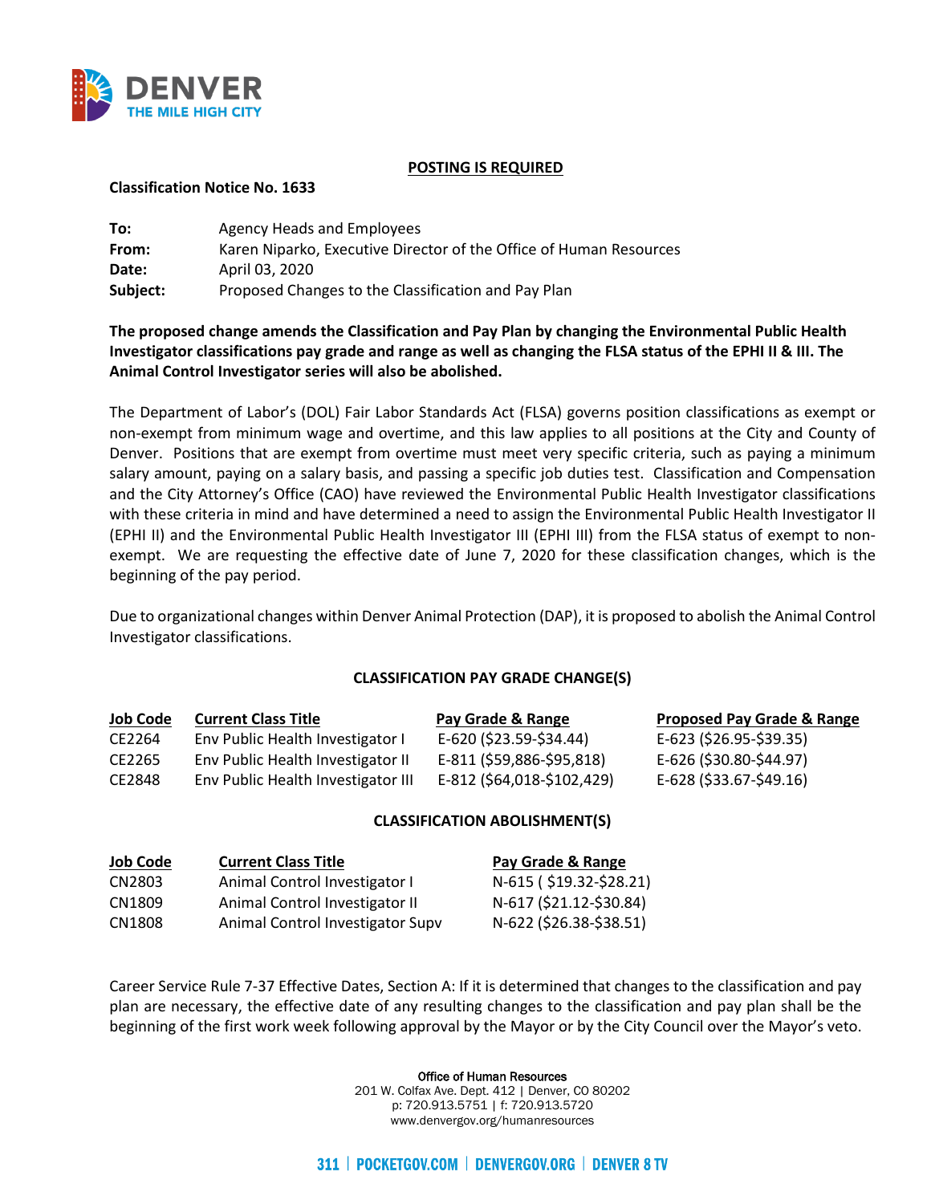**POSTING IS REQUIRED**

**Classification Notice No. 1633**

**To:** Agency Heads and Employees
**From:** Karen Niparko, Executive Director of the Office of Human Resources
**Date:** April 03, 2020
**Subject:** Proposed Changes to the Classification and Pay Plan

**The proposed change amends the Classification and Pay Plan by changing the Environmental Public Health Investigator classifications pay grade and range as well as changing the FLSA status of the EPHI II & III. The Animal Control Investigator series will also be abolished.**

The Department of Labor's (DOL) Fair Labor Standards Act (FLSA) governs position classifications as exempt or non-exempt from minimum wage and overtime, and this law applies to all positions at the City and County of Denver. Positions that are exempt from overtime must meet very specific criteria, such as paying a minimum salary amount, paying on a salary basis, and passing a specific job duties test. Classification and Compensation and the City Attorney's Office (CAO) have reviewed the Environmental Public Health Investigator classifications with these criteria in mind and have determined a need to assign the Environmental Public Health Investigator II (EPHI II) and the Environmental Public Health Investigator III (EPHI III) from the FLSA status of exempt to non-exempt. We are requesting the effective date of June 7, 2020 for these classification changes, which is the beginning of the pay period.

Due to organizational changes within Denver Animal Protection (DAP), it is proposed to abolish the Animal Control Investigator classifications.

**CLASSIFICATION PAY GRADE CHANGE(S)**

| Job Code | Current Class Title | Pay Grade & Range | Proposed Pay Grade & Range |
|---|---|---|---|
| CE2264 | Env Public Health Investigator I | E-620 ($23.59-$34.44) | E-623 ($26.95-$39.35) |
| CE2265 | Env Public Health Investigator II | E-811 ($59,886-$95,818) | E-626 ($30.80-$44.97) |
| CE2848 | Env Public Health Investigator III | E-812 ($64,018-$102,429) | E-628 ($33.67-$49.16) |

**CLASSIFICATION ABOLISHMENT(S)**

| Job Code | Current Class Title | Pay Grade & Range |
|---|---|---|
| CN2803 | Animal Control Investigator I | N-615 ( $19.32-$28.21) |
| CN1809 | Animal Control Investigator II | N-617 ($21.12-$30.84) |
| CN1808 | Animal Control Investigator Supv | N-622 ($26.38-$38.51) |

Career Service Rule 7-37 Effective Dates, Section A: If it is determined that changes to the classification and pay plan are necessary, the effective date of any resulting changes to the classification and pay plan shall be the beginning of the first work week following approval by the Mayor or by the City Council over the Mayor's veto.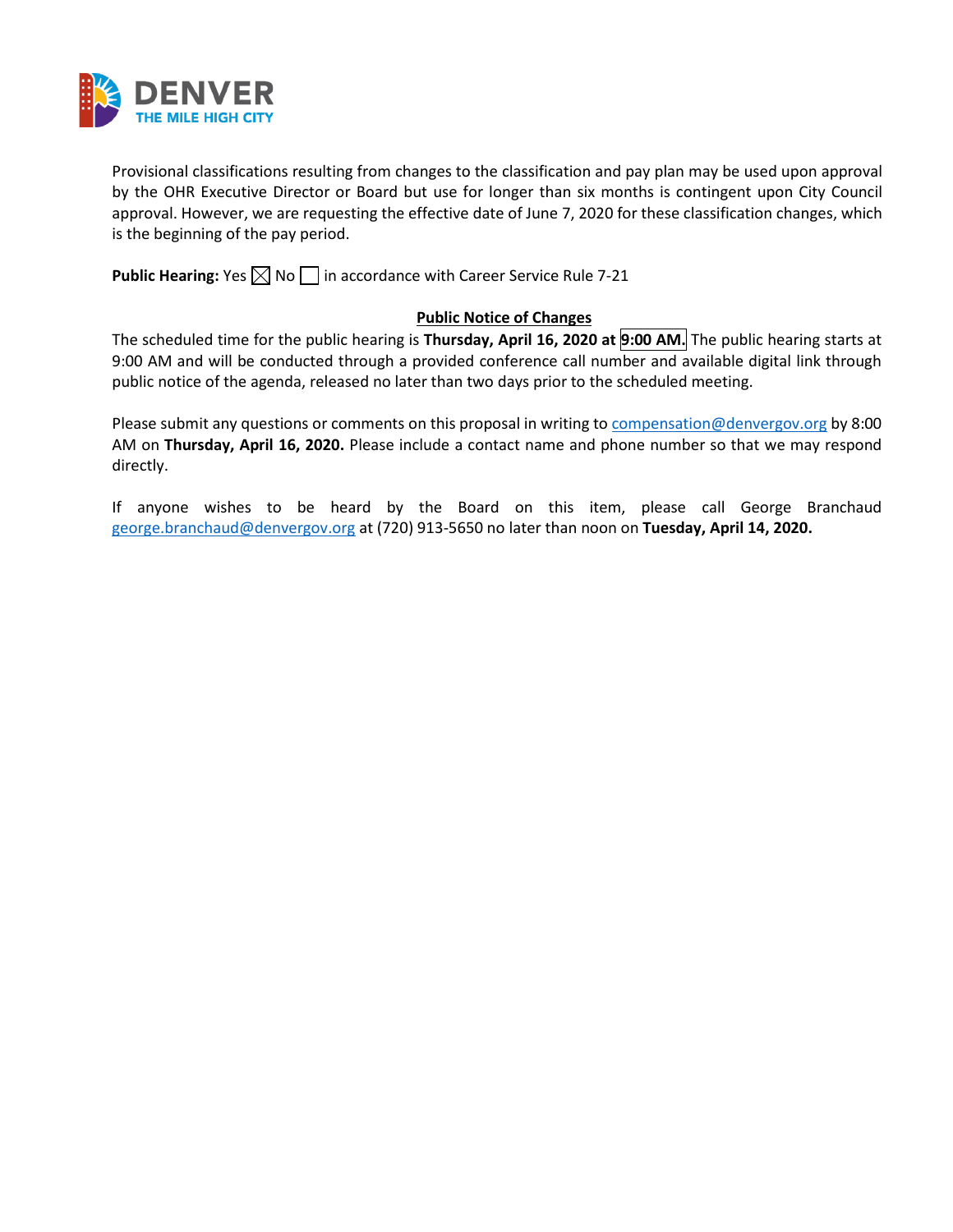Provisional classifications resulting from changes to the classification and pay plan may be used upon approval by the OHR Executive Director or Board but use for longer than six months is contingent upon City Council approval. However, we are requesting the effective date of June 7, 2020 for these classification changes, which is the beginning of the pay period.

**Public Hearing:** Yes ☒ No ☐ in accordance with Career Service Rule 7-21

**Public Notice of Changes**

The scheduled time for the public hearing is **Thursday, April 16, 2020 at 9:00 AM.** The public hearing starts at 9:00 AM and will be conducted through a provided conference call number and available digital link through public notice of the agenda, released no later than two days prior to the scheduled meeting.

Please submit any questions or comments on this proposal in writing to compensation@denvergov.org by 8:00 AM on **Thursday, April 16, 2020.** Please include a contact name and phone number so that we may respond directly.

If anyone wishes to be heard by the Board on this item, please call George Branchaud george.branchaud@denvergov.org at (720) 913-5650 no later than noon on **Tuesday, April 14, 2020.**